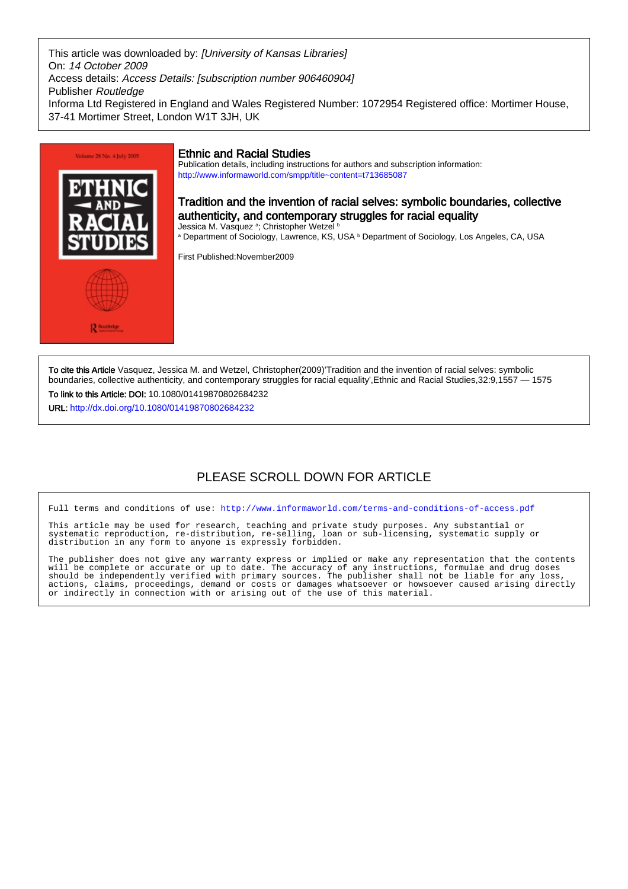This article was downloaded by: *[University of Kansas Libraries]*
On: *14 October 2009*
Access details: *Access Details: [subscription number 906460904]*
Publisher *Routledge*
Informa Ltd Registered in England and Wales Registered Number: 1072954 Registered office: Mortimer House, 37-41 Mortimer Street, London W1T 3JH, UK

## Ethnic and Racial Studies

Publication details, including instructions for authors and subscription information:
http://www.informaworld.com/smpp/title~content=t713685087

# Tradition and the invention of racial selves: symbolic boundaries, collective authenticity, and contemporary struggles for racial equality

Jessica M. Vasquez [a]; Christopher Wetzel [b]

[a] Department of Sociology, Lawrence, KS, USA [b] Department of Sociology, Los Angeles, CA, USA

First Published:November2009

**To cite this Article** Vasquez, Jessica M. and Wetzel, Christopher(2009)'Tradition and the invention of racial selves: symbolic boundaries, collective authenticity, and contemporary struggles for racial equality',Ethnic and Racial Studies,32:9,1557 — 1575

**To link to this Article: DOI:** 10.1080/01419870802684232

**URL:** http://dx.doi.org/10.1080/01419870802684232

PLEASE SCROLL DOWN FOR ARTICLE

Full terms and conditions of use: http://www.informaworld.com/terms-and-conditions-of-access.pdf

This article may be used for research, teaching and private study purposes. Any substantial or systematic reproduction, re-distribution, re-selling, loan or sub-licensing, systematic supply or distribution in any form to anyone is expressly forbidden.

The publisher does not give any warranty express or implied or make any representation that the contents will be complete or accurate or up to date. The accuracy of any instructions, formulae and drug doses should be independently verified with primary sources. The publisher shall not be liable for any loss, actions, claims, proceedings, demand or costs or damages whatsoever or howsoever caused arising directly or indirectly in connection with or arising out of the use of this material.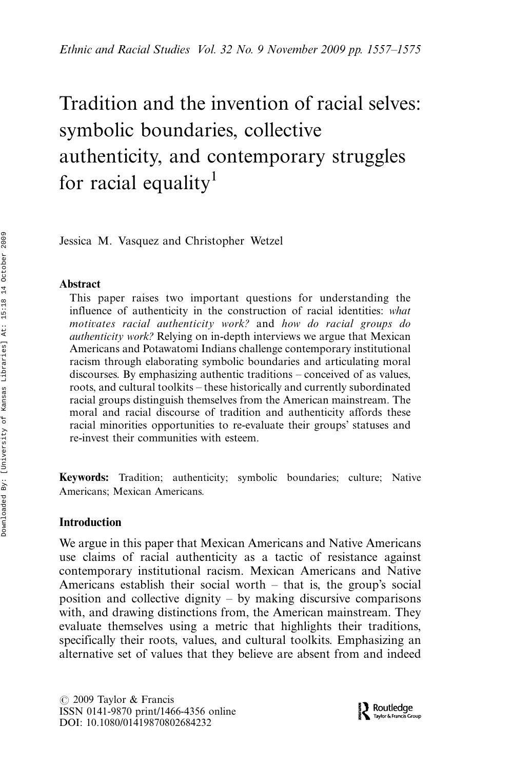# Tradition and the invention of racial selves: symbolic boundaries, collective authenticity, and contemporary struggles for racial equality[1]

Jessica M. Vasquez and Christopher Wetzel

## Abstract

This paper raises two important questions for understanding the influence of authenticity in the construction of racial identities: *what motivates racial authenticity work?* and *how do racial groups do authenticity work?* Relying on in-depth interviews we argue that Mexican Americans and Potawatomi Indians challenge contemporary institutional racism through elaborating symbolic boundaries and articulating moral discourses. By emphasizing authentic traditions – conceived of as values, roots, and cultural toolkits – these historically and currently subordinated racial groups distinguish themselves from the American mainstream. The moral and racial discourse of tradition and authenticity affords these racial minorities opportunities to re-evaluate their groups' statuses and re-invest their communities with esteem.

**Keywords:** Tradition; authenticity; symbolic boundaries; culture; Native Americans; Mexican Americans.

## Introduction

We argue in this paper that Mexican Americans and Native Americans use claims of racial authenticity as a tactic of resistance against contemporary institutional racism. Mexican Americans and Native Americans establish their social worth – that is, the group's social position and collective dignity – by making discursive comparisons with, and drawing distinctions from, the American mainstream. They evaluate themselves using a metric that highlights their traditions, specifically their roots, values, and cultural toolkits. Emphasizing an alternative set of values that they believe are absent from and indeed

© 2009 Taylor & Francis
ISSN 0141-9870 print/1466-4356 online
DOI: 10.1080/01419870802684232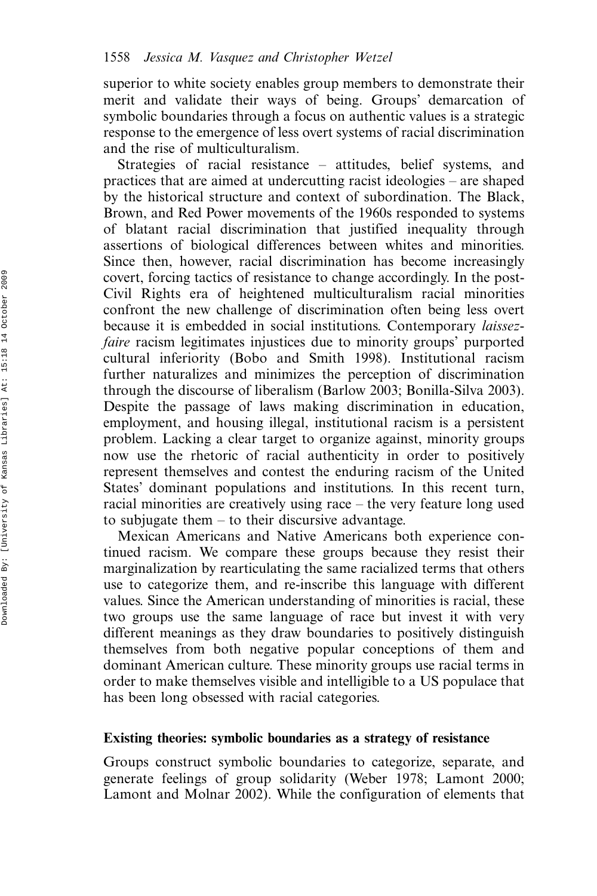superior to white society enables group members to demonstrate their merit and validate their ways of being. Groups' demarcation of symbolic boundaries through a focus on authentic values is a strategic response to the emergence of less overt systems of racial discrimination and the rise of multiculturalism.

Strategies of racial resistance – attitudes, belief systems, and practices that are aimed at undercutting racist ideologies – are shaped by the historical structure and context of subordination. The Black, Brown, and Red Power movements of the 1960s responded to systems of blatant racial discrimination that justified inequality through assertions of biological differences between whites and minorities. Since then, however, racial discrimination has become increasingly covert, forcing tactics of resistance to change accordingly. In the post-Civil Rights era of heightened multiculturalism racial minorities confront the new challenge of discrimination often being less overt because it is embedded in social institutions. Contemporary *laissez-faire* racism legitimates injustices due to minority groups' purported cultural inferiority (Bobo and Smith 1998). Institutional racism further naturalizes and minimizes the perception of discrimination through the discourse of liberalism (Barlow 2003; Bonilla-Silva 2003). Despite the passage of laws making discrimination in education, employment, and housing illegal, institutional racism is a persistent problem. Lacking a clear target to organize against, minority groups now use the rhetoric of racial authenticity in order to positively represent themselves and contest the enduring racism of the United States' dominant populations and institutions. In this recent turn, racial minorities are creatively using race – the very feature long used to subjugate them – to their discursive advantage.

Mexican Americans and Native Americans both experience continued racism. We compare these groups because they resist their marginalization by rearticulating the same racialized terms that others use to categorize them, and re-inscribe this language with different values. Since the American understanding of minorities is racial, these two groups use the same language of race but invest it with very different meanings as they draw boundaries to positively distinguish themselves from both negative popular conceptions of them and dominant American culture. These minority groups use racial terms in order to make themselves visible and intelligible to a US populace that has been long obsessed with racial categories.

### Existing theories: symbolic boundaries as a strategy of resistance

Groups construct symbolic boundaries to categorize, separate, and generate feelings of group solidarity (Weber 1978; Lamont 2000; Lamont and Molnar 2002). While the configuration of elements that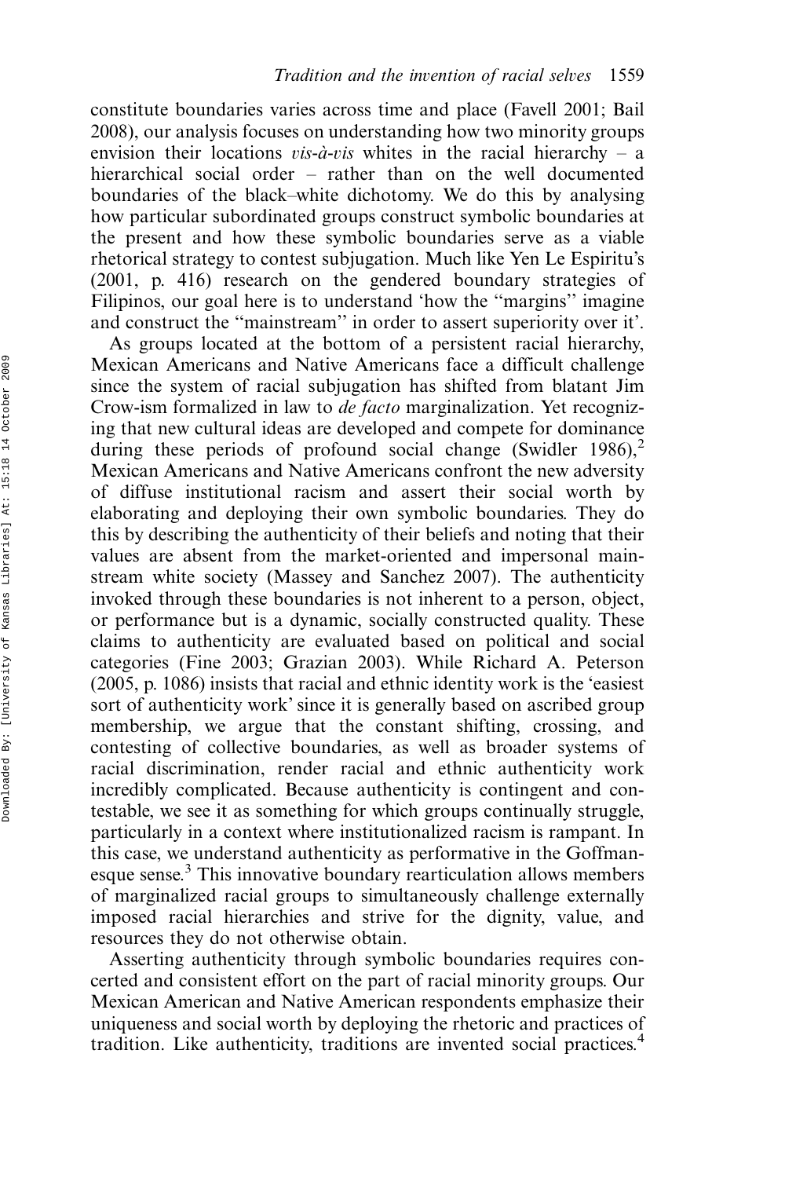constitute boundaries varies across time and place (Favell 2001; Bail 2008), our analysis focuses on understanding how two minority groups envision their locations *vis-à-vis* whites in the racial hierarchy – a hierarchical social order – rather than on the well documented boundaries of the black–white dichotomy. We do this by analysing how particular subordinated groups construct symbolic boundaries at the present and how these symbolic boundaries serve as a viable rhetorical strategy to contest subjugation. Much like Yen Le Espiritu's (2001, p. 416) research on the gendered boundary strategies of Filipinos, our goal here is to understand 'how the "margins" imagine and construct the "mainstream" in order to assert superiority over it'.

As groups located at the bottom of a persistent racial hierarchy, Mexican Americans and Native Americans face a difficult challenge since the system of racial subjugation has shifted from blatant Jim Crow-ism formalized in law to *de facto* marginalization. Yet recognizing that new cultural ideas are developed and compete for dominance during these periods of profound social change (Swidler 1986),[2] Mexican Americans and Native Americans confront the new adversity of diffuse institutional racism and assert their social worth by elaborating and deploying their own symbolic boundaries. They do this by describing the authenticity of their beliefs and noting that their values are absent from the market-oriented and impersonal mainstream white society (Massey and Sanchez 2007). The authenticity invoked through these boundaries is not inherent to a person, object, or performance but is a dynamic, socially constructed quality. These claims to authenticity are evaluated based on political and social categories (Fine 2003; Grazian 2003). While Richard A. Peterson (2005, p. 1086) insists that racial and ethnic identity work is the 'easiest sort of authenticity work' since it is generally based on ascribed group membership, we argue that the constant shifting, crossing, and contesting of collective boundaries, as well as broader systems of racial discrimination, render racial and ethnic authenticity work incredibly complicated. Because authenticity is contingent and contestable, we see it as something for which groups continually struggle, particularly in a context where institutionalized racism is rampant. In this case, we understand authenticity as performative in the Goffmanesque sense.[3] This innovative boundary rearticulation allows members of marginalized racial groups to simultaneously challenge externally imposed racial hierarchies and strive for the dignity, value, and resources they do not otherwise obtain.

Asserting authenticity through symbolic boundaries requires concerted and consistent effort on the part of racial minority groups. Our Mexican American and Native American respondents emphasize their uniqueness and social worth by deploying the rhetoric and practices of tradition. Like authenticity, traditions are invented social practices.[4]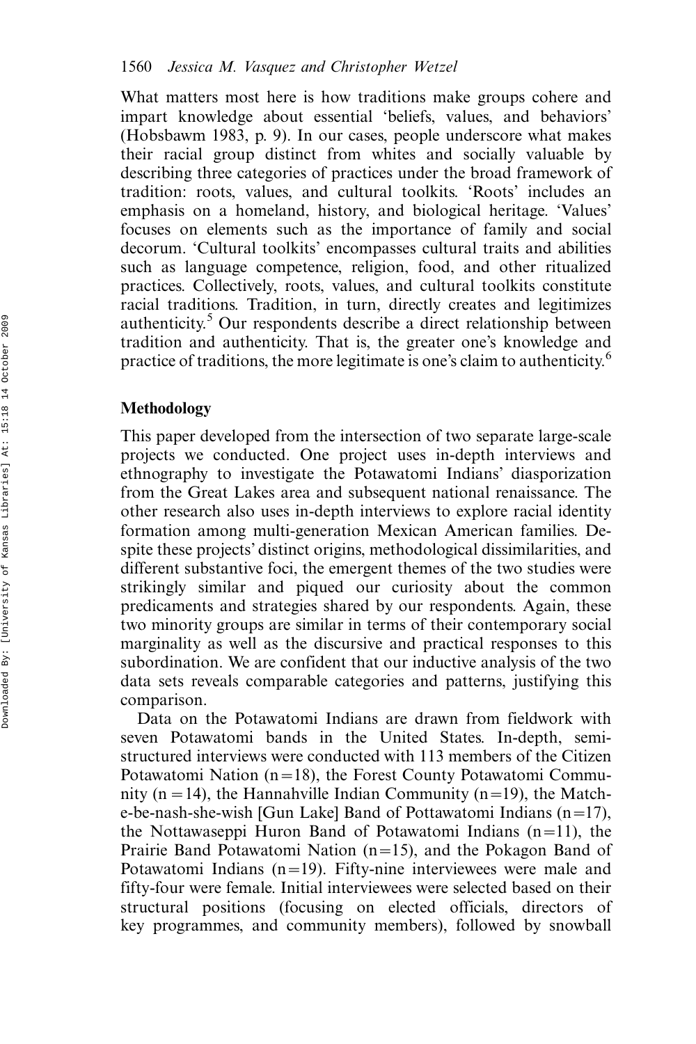What matters most here is how traditions make groups cohere and impart knowledge about essential 'beliefs, values, and behaviors' (Hobsbawm 1983, p. 9). In our cases, people underscore what makes their racial group distinct from whites and socially valuable by describing three categories of practices under the broad framework of tradition: roots, values, and cultural toolkits. 'Roots' includes an emphasis on a homeland, history, and biological heritage. 'Values' focuses on elements such as the importance of family and social decorum. 'Cultural toolkits' encompasses cultural traits and abilities such as language competence, religion, food, and other ritualized practices. Collectively, roots, values, and cultural toolkits constitute racial traditions. Tradition, in turn, directly creates and legitimizes authenticity.[5] Our respondents describe a direct relationship between tradition and authenticity. That is, the greater one's knowledge and practice of traditions, the more legitimate is one's claim to authenticity.[6]

## Methodology

This paper developed from the intersection of two separate large-scale projects we conducted. One project uses in-depth interviews and ethnography to investigate the Potawatomi Indians' diasporization from the Great Lakes area and subsequent national renaissance. The other research also uses in-depth interviews to explore racial identity formation among multi-generation Mexican American families. Despite these projects' distinct origins, methodological dissimilarities, and different substantive foci, the emergent themes of the two studies were strikingly similar and piqued our curiosity about the common predicaments and strategies shared by our respondents. Again, these two minority groups are similar in terms of their contemporary social marginality as well as the discursive and practical responses to this subordination. We are confident that our inductive analysis of the two data sets reveals comparable categories and patterns, justifying this comparison.

Data on the Potawatomi Indians are drawn from fieldwork with seven Potawatomi bands in the United States. In-depth, semi-structured interviews were conducted with 113 members of the Citizen Potawatomi Nation ($n=18$), the Forest County Potawatomi Community ($n=14$), the Hannahville Indian Community ($n=19$), the Match-e-be-nash-she-wish [Gun Lake] Band of Pottawatomi Indians ($n=17$), the Nottawaseppi Huron Band of Potawatomi Indians ($n=11$), the Prairie Band Potawatomi Nation ($n=15$), and the Pokagon Band of Potawatomi Indians ($n=19$). Fifty-nine interviewees were male and fifty-four were female. Initial interviewees were selected based on their structural positions (focusing on elected officials, directors of key programmes, and community members), followed by snowball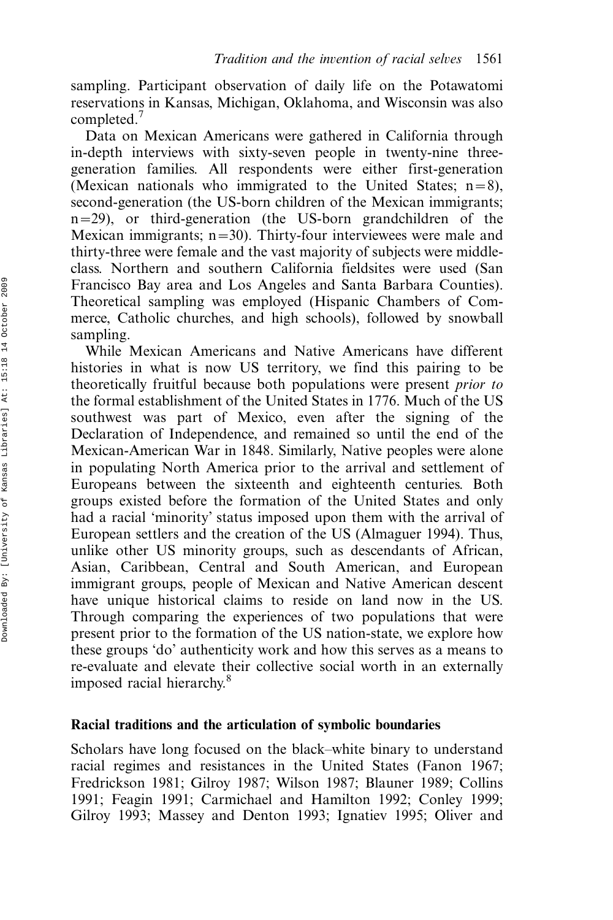sampling. Participant observation of daily life on the Potawatomi reservations in Kansas, Michigan, Oklahoma, and Wisconsin was also completed.[7]

Data on Mexican Americans were gathered in California through in-depth interviews with sixty-seven people in twenty-nine three-generation families. All respondents were either first-generation (Mexican nationals who immigrated to the United States; n=8), second-generation (the US-born children of the Mexican immigrants; n=29), or third-generation (the US-born grandchildren of the Mexican immigrants; n=30). Thirty-four interviewees were male and thirty-three were female and the vast majority of subjects were middle-class. Northern and southern California fieldsites were used (San Francisco Bay area and Los Angeles and Santa Barbara Counties). Theoretical sampling was employed (Hispanic Chambers of Commerce, Catholic churches, and high schools), followed by snowball sampling.

While Mexican Americans and Native Americans have different histories in what is now US territory, we find this pairing to be theoretically fruitful because both populations were present *prior to* the formal establishment of the United States in 1776. Much of the US southwest was part of Mexico, even after the signing of the Declaration of Independence, and remained so until the end of the Mexican-American War in 1848. Similarly, Native peoples were alone in populating North America prior to the arrival and settlement of Europeans between the sixteenth and eighteenth centuries. Both groups existed before the formation of the United States and only had a racial 'minority' status imposed upon them with the arrival of European settlers and the creation of the US (Almaguer 1994). Thus, unlike other US minority groups, such as descendants of African, Asian, Caribbean, Central and South American, and European immigrant groups, people of Mexican and Native American descent have unique historical claims to reside on land now in the US. Through comparing the experiences of two populations that were present prior to the formation of the US nation-state, we explore how these groups 'do' authenticity work and how this serves as a means to re-evaluate and elevate their collective social worth in an externally imposed racial hierarchy.[8]

## Racial traditions and the articulation of symbolic boundaries

Scholars have long focused on the black–white binary to understand racial regimes and resistances in the United States (Fanon 1967; Fredrickson 1981; Gilroy 1987; Wilson 1987; Blauner 1989; Collins 1991; Feagin 1991; Carmichael and Hamilton 1992; Conley 1999; Gilroy 1993; Massey and Denton 1993; Ignatiev 1995; Oliver and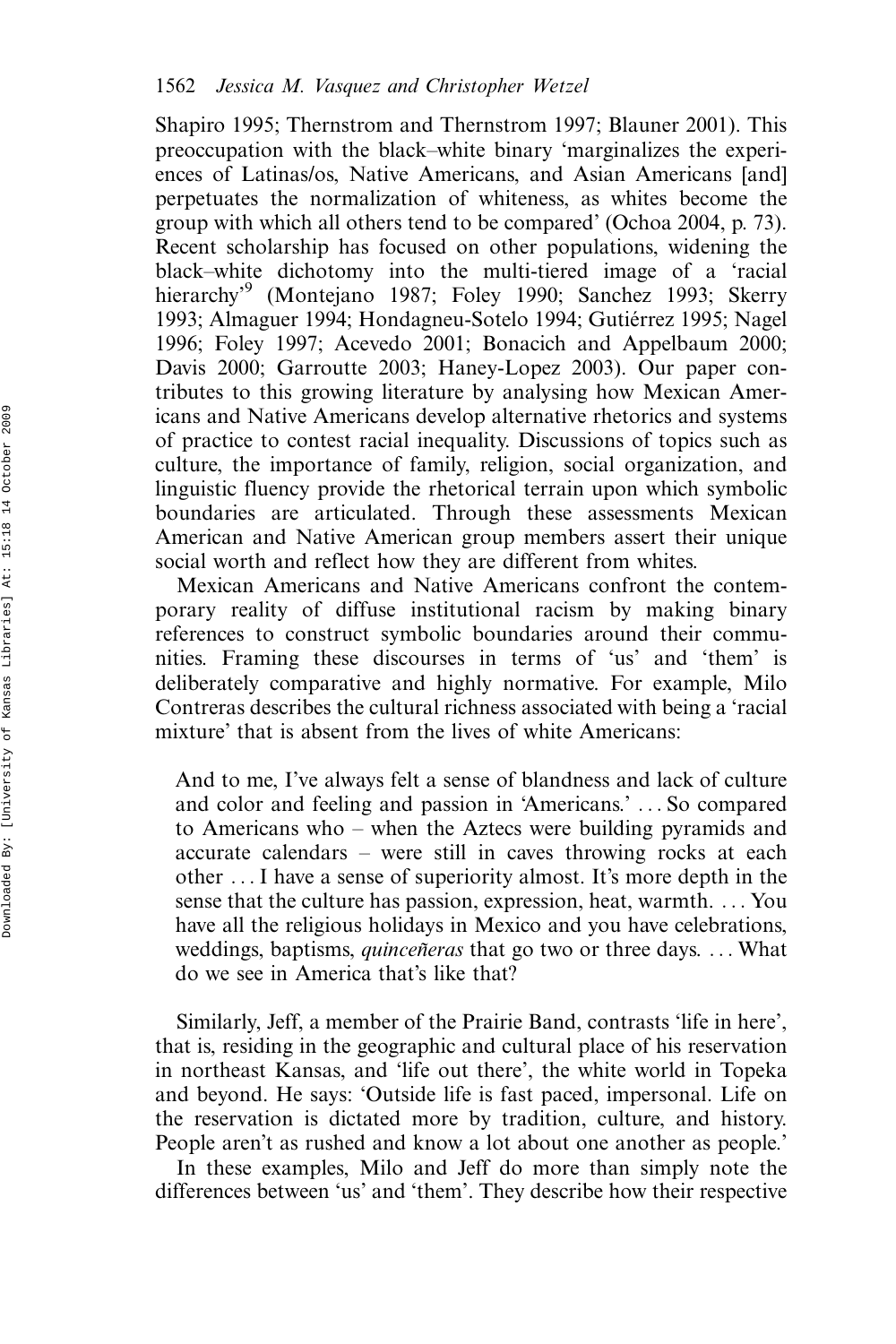Shapiro 1995; Thernstrom and Thernstrom 1997; Blauner 2001). This preoccupation with the black–white binary 'marginalizes the experiences of Latinas/os, Native Americans, and Asian Americans [and] perpetuates the normalization of whiteness, as whites become the group with which all others tend to be compared' (Ochoa 2004, p. 73). Recent scholarship has focused on other populations, widening the black–white dichotomy into the multi-tiered image of a 'racial hierarchy'[9] (Montejano 1987; Foley 1990; Sanchez 1993; Skerry 1993; Almaguer 1994; Hondagneu-Sotelo 1994; Gutiérrez 1995; Nagel 1996; Foley 1997; Acevedo 2001; Bonacich and Appelbaum 2000; Davis 2000; Garroutte 2003; Haney-Lopez 2003). Our paper contributes to this growing literature by analysing how Mexican Americans and Native Americans develop alternative rhetorics and systems of practice to contest racial inequality. Discussions of topics such as culture, the importance of family, religion, social organization, and linguistic fluency provide the rhetorical terrain upon which symbolic boundaries are articulated. Through these assessments Mexican American and Native American group members assert their unique social worth and reflect how they are different from whites.

Mexican Americans and Native Americans confront the contemporary reality of diffuse institutional racism by making binary references to construct symbolic boundaries around their communities. Framing these discourses in terms of 'us' and 'them' is deliberately comparative and highly normative. For example, Milo Contreras describes the cultural richness associated with being a 'racial mixture' that is absent from the lives of white Americans:

> And to me, I've always felt a sense of blandness and lack of culture and color and feeling and passion in 'Americans.' ... So compared to Americans who – when the Aztecs were building pyramids and accurate calendars – were still in caves throwing rocks at each other ... I have a sense of superiority almost. It's more depth in the sense that the culture has passion, expression, heat, warmth. ... You have all the religious holidays in Mexico and you have celebrations, weddings, baptisms, *quinceñeras* that go two or three days. ... What do we see in America that's like that?

Similarly, Jeff, a member of the Prairie Band, contrasts 'life in here', that is, residing in the geographic and cultural place of his reservation in northeast Kansas, and 'life out there', the white world in Topeka and beyond. He says: 'Outside life is fast paced, impersonal. Life on the reservation is dictated more by tradition, culture, and history. People aren't as rushed and know a lot about one another as people.'

In these examples, Milo and Jeff do more than simply note the differences between 'us' and 'them'. They describe how their respective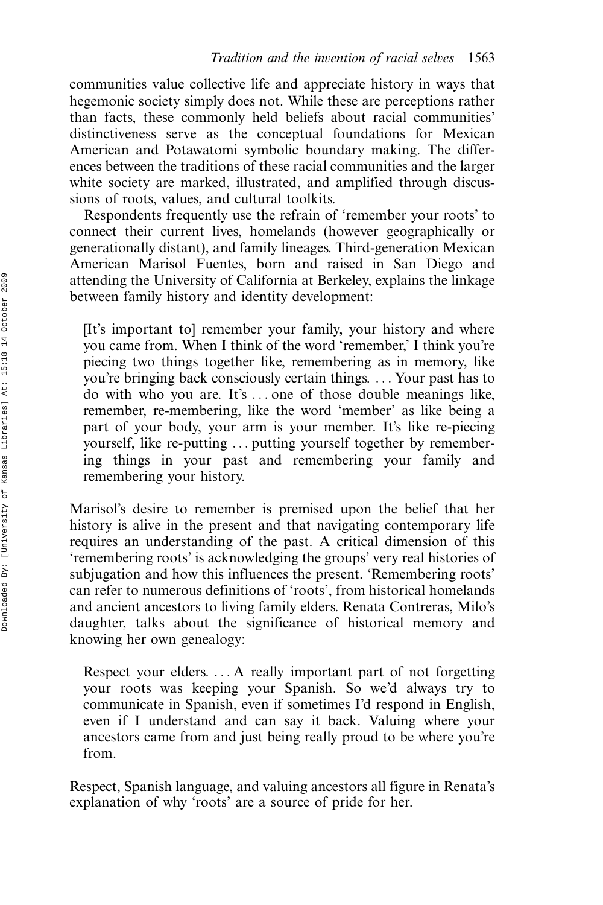communities value collective life and appreciate history in ways that hegemonic society simply does not. While these are perceptions rather than facts, these commonly held beliefs about racial communities' distinctiveness serve as the conceptual foundations for Mexican American and Potawatomi symbolic boundary making. The differences between the traditions of these racial communities and the larger white society are marked, illustrated, and amplified through discussions of roots, values, and cultural toolkits.

Respondents frequently use the refrain of 'remember your roots' to connect their current lives, homelands (however geographically or generationally distant), and family lineages. Third-generation Mexican American Marisol Fuentes, born and raised in San Diego and attending the University of California at Berkeley, explains the linkage between family history and identity development:

> [It's important to] remember your family, your history and where you came from. When I think of the word 'remember,' I think you're piecing two things together like, remembering as in memory, like you're bringing back consciously certain things. ... Your past has to do with who you are. It's ... one of those double meanings like, remember, re-membering, like the word 'member' as like being a part of your body, your arm is your member. It's like re-piecing yourself, like re-putting ... putting yourself together by remembering things in your past and remembering your family and remembering your history.

Marisol's desire to remember is premised upon the belief that her history is alive in the present and that navigating contemporary life requires an understanding of the past. A critical dimension of this 'remembering roots' is acknowledging the groups' very real histories of subjugation and how this influences the present. 'Remembering roots' can refer to numerous definitions of 'roots', from historical homelands and ancient ancestors to living family elders. Renata Contreras, Milo's daughter, talks about the significance of historical memory and knowing her own genealogy:

> Respect your elders. ... A really important part of not forgetting your roots was keeping your Spanish. So we'd always try to communicate in Spanish, even if sometimes I'd respond in English, even if I understand and can say it back. Valuing where your ancestors came from and just being really proud to be where you're from.

Respect, Spanish language, and valuing ancestors all figure in Renata's explanation of why 'roots' are a source of pride for her.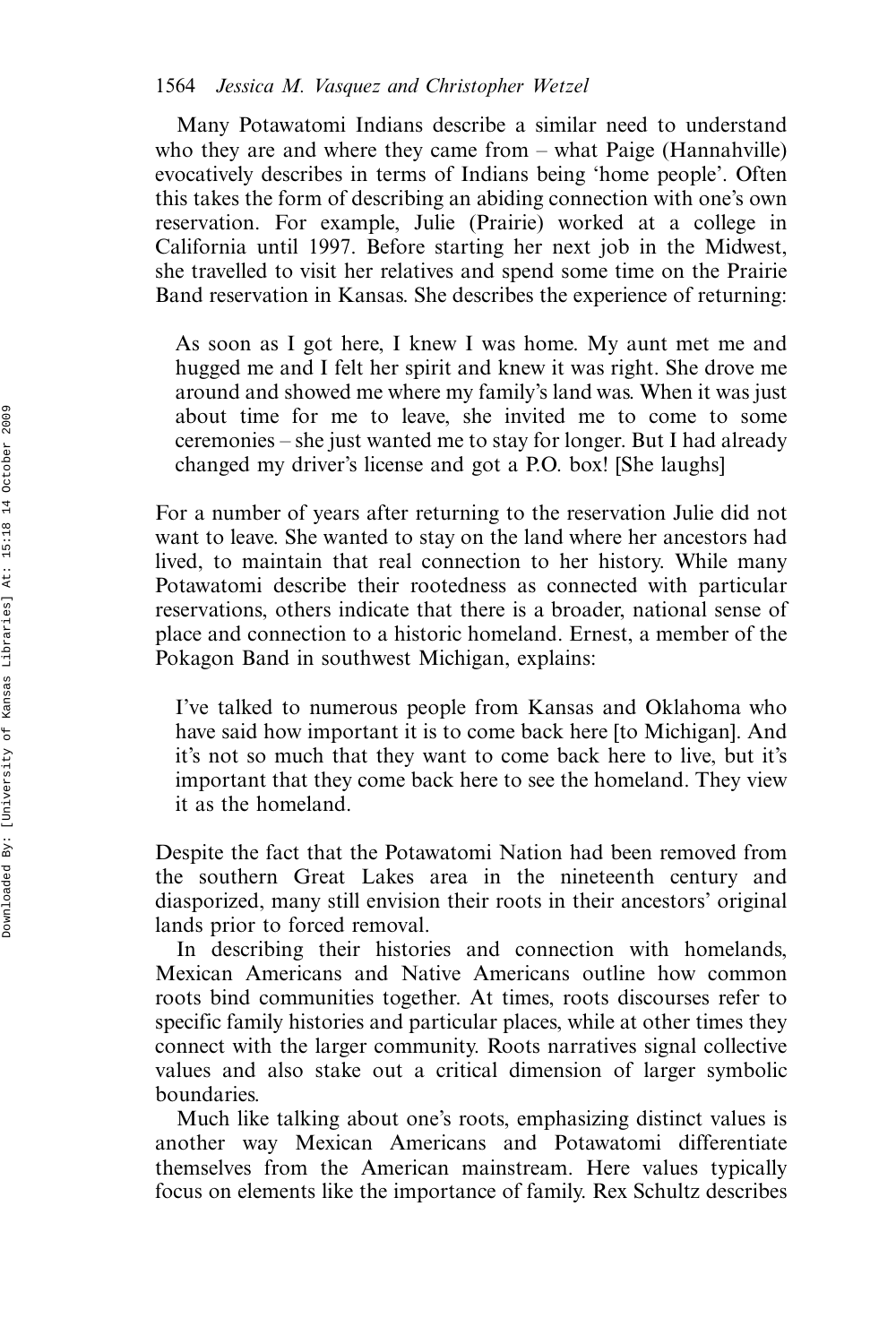Many Potawatomi Indians describe a similar need to understand who they are and where they came from – what Paige (Hannahville) evocatively describes in terms of Indians being 'home people'. Often this takes the form of describing an abiding connection with one's own reservation. For example, Julie (Prairie) worked at a college in California until 1997. Before starting her next job in the Midwest, she travelled to visit her relatives and spend some time on the Prairie Band reservation in Kansas. She describes the experience of returning:

> As soon as I got here, I knew I was home. My aunt met me and hugged me and I felt her spirit and knew it was right. She drove me around and showed me where my family's land was. When it was just about time for me to leave, she invited me to come to some ceremonies – she just wanted me to stay for longer. But I had already changed my driver's license and got a P.O. box! [She laughs]

For a number of years after returning to the reservation Julie did not want to leave. She wanted to stay on the land where her ancestors had lived, to maintain that real connection to her history. While many Potawatomi describe their rootedness as connected with particular reservations, others indicate that there is a broader, national sense of place and connection to a historic homeland. Ernest, a member of the Pokagon Band in southwest Michigan, explains:

> I've talked to numerous people from Kansas and Oklahoma who have said how important it is to come back here [to Michigan]. And it's not so much that they want to come back here to live, but it's important that they come back here to see the homeland. They view it as the homeland.

Despite the fact that the Potawatomi Nation had been removed from the southern Great Lakes area in the nineteenth century and diasporized, many still envision their roots in their ancestors' original lands prior to forced removal.

In describing their histories and connection with homelands, Mexican Americans and Native Americans outline how common roots bind communities together. At times, roots discourses refer to specific family histories and particular places, while at other times they connect with the larger community. Roots narratives signal collective values and also stake out a critical dimension of larger symbolic boundaries.

Much like talking about one's roots, emphasizing distinct values is another way Mexican Americans and Potawatomi differentiate themselves from the American mainstream. Here values typically focus on elements like the importance of family. Rex Schultz describes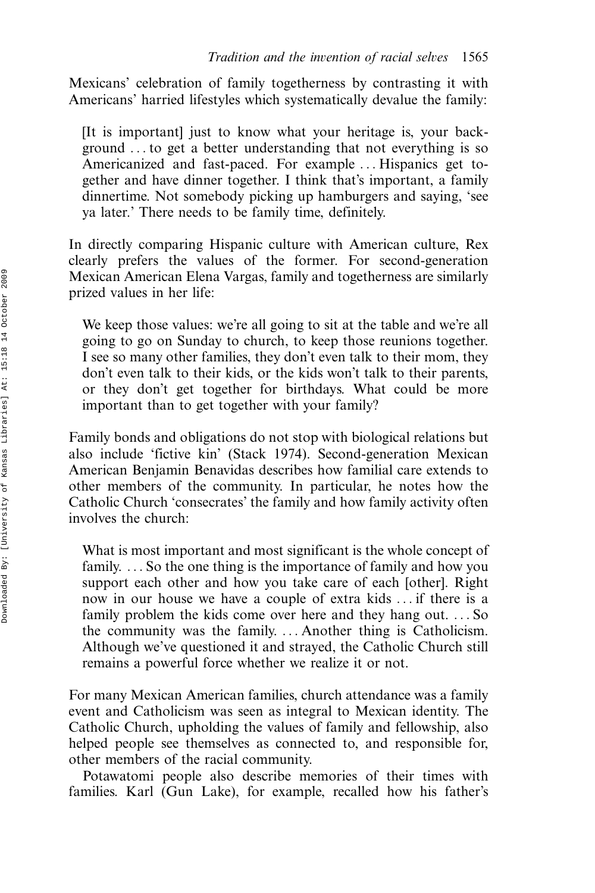Mexicans' celebration of family togetherness by contrasting it with Americans' harried lifestyles which systematically devalue the family:

> [It is important] just to know what your heritage is, your background ... to get a better understanding that not everything is so Americanized and fast-paced. For example ... Hispanics get together and have dinner together. I think that's important, a family dinnertime. Not somebody picking up hamburgers and saying, 'see ya later.' There needs to be family time, definitely.

In directly comparing Hispanic culture with American culture, Rex clearly prefers the values of the former. For second-generation Mexican American Elena Vargas, family and togetherness are similarly prized values in her life:

> We keep those values: we're all going to sit at the table and we're all going to go on Sunday to church, to keep those reunions together. I see so many other families, they don't even talk to their mom, they don't even talk to their kids, or the kids won't talk to their parents, or they don't get together for birthdays. What could be more important than to get together with your family?

Family bonds and obligations do not stop with biological relations but also include 'fictive kin' (Stack 1974). Second-generation Mexican American Benjamin Benavidas describes how familial care extends to other members of the community. In particular, he notes how the Catholic Church 'consecrates' the family and how family activity often involves the church:

> What is most important and most significant is the whole concept of family. ... So the one thing is the importance of family and how you support each other and how you take care of each [other]. Right now in our house we have a couple of extra kids ... if there is a family problem the kids come over here and they hang out. ... So the community was the family. ... Another thing is Catholicism. Although we've questioned it and strayed, the Catholic Church still remains a powerful force whether we realize it or not.

For many Mexican American families, church attendance was a family event and Catholicism was seen as integral to Mexican identity. The Catholic Church, upholding the values of family and fellowship, also helped people see themselves as connected to, and responsible for, other members of the racial community.

Potawatomi people also describe memories of their times with families. Karl (Gun Lake), for example, recalled how his father's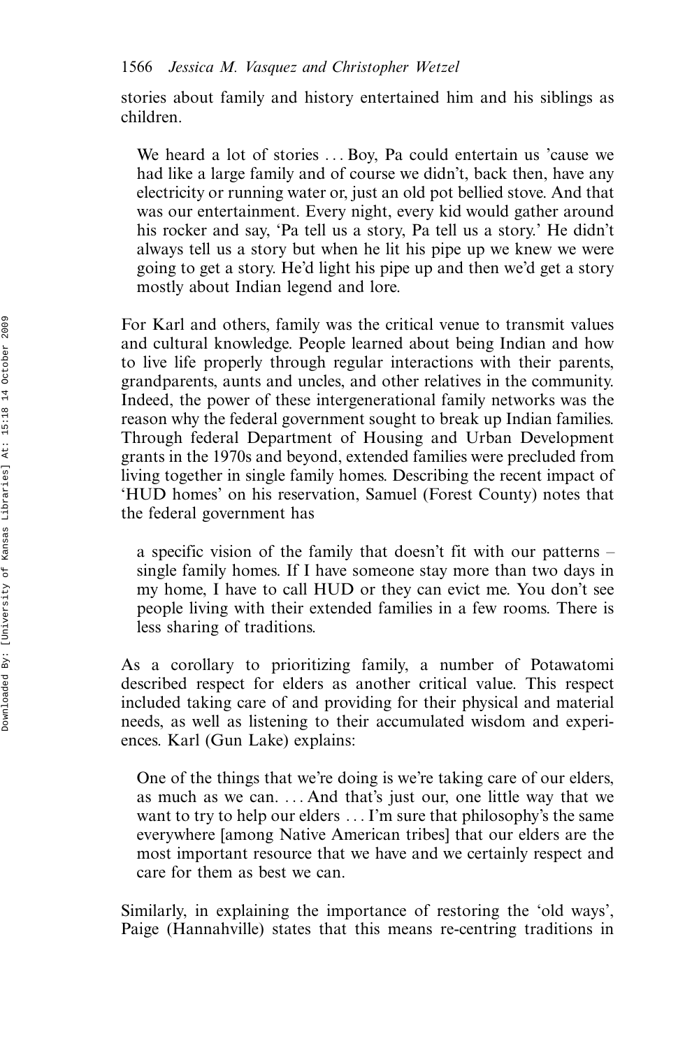stories about family and history entertained him and his siblings as children.

> We heard a lot of stories . . . Boy, Pa could entertain us 'cause we had like a large family and of course we didn't, back then, have any electricity or running water or, just an old pot bellied stove. And that was our entertainment. Every night, every kid would gather around his rocker and say, 'Pa tell us a story, Pa tell us a story.' He didn't always tell us a story but when he lit his pipe up we knew we were going to get a story. He'd light his pipe up and then we'd get a story mostly about Indian legend and lore.

For Karl and others, family was the critical venue to transmit values and cultural knowledge. People learned about being Indian and how to live life properly through regular interactions with their parents, grandparents, aunts and uncles, and other relatives in the community. Indeed, the power of these intergenerational family networks was the reason why the federal government sought to break up Indian families. Through federal Department of Housing and Urban Development grants in the 1970s and beyond, extended families were precluded from living together in single family homes. Describing the recent impact of 'HUD homes' on his reservation, Samuel (Forest County) notes that the federal government has

> a specific vision of the family that doesn't fit with our patterns – single family homes. If I have someone stay more than two days in my home, I have to call HUD or they can evict me. You don't see people living with their extended families in a few rooms. There is less sharing of traditions.

As a corollary to prioritizing family, a number of Potawatomi described respect for elders as another critical value. This respect included taking care of and providing for their physical and material needs, as well as listening to their accumulated wisdom and experiences. Karl (Gun Lake) explains:

> One of the things that we're doing is we're taking care of our elders, as much as we can. . . . And that's just our, one little way that we want to try to help our elders . . . I'm sure that philosophy's the same everywhere [among Native American tribes] that our elders are the most important resource that we have and we certainly respect and care for them as best we can.

Similarly, in explaining the importance of restoring the 'old ways', Paige (Hannahville) states that this means re-centring traditions in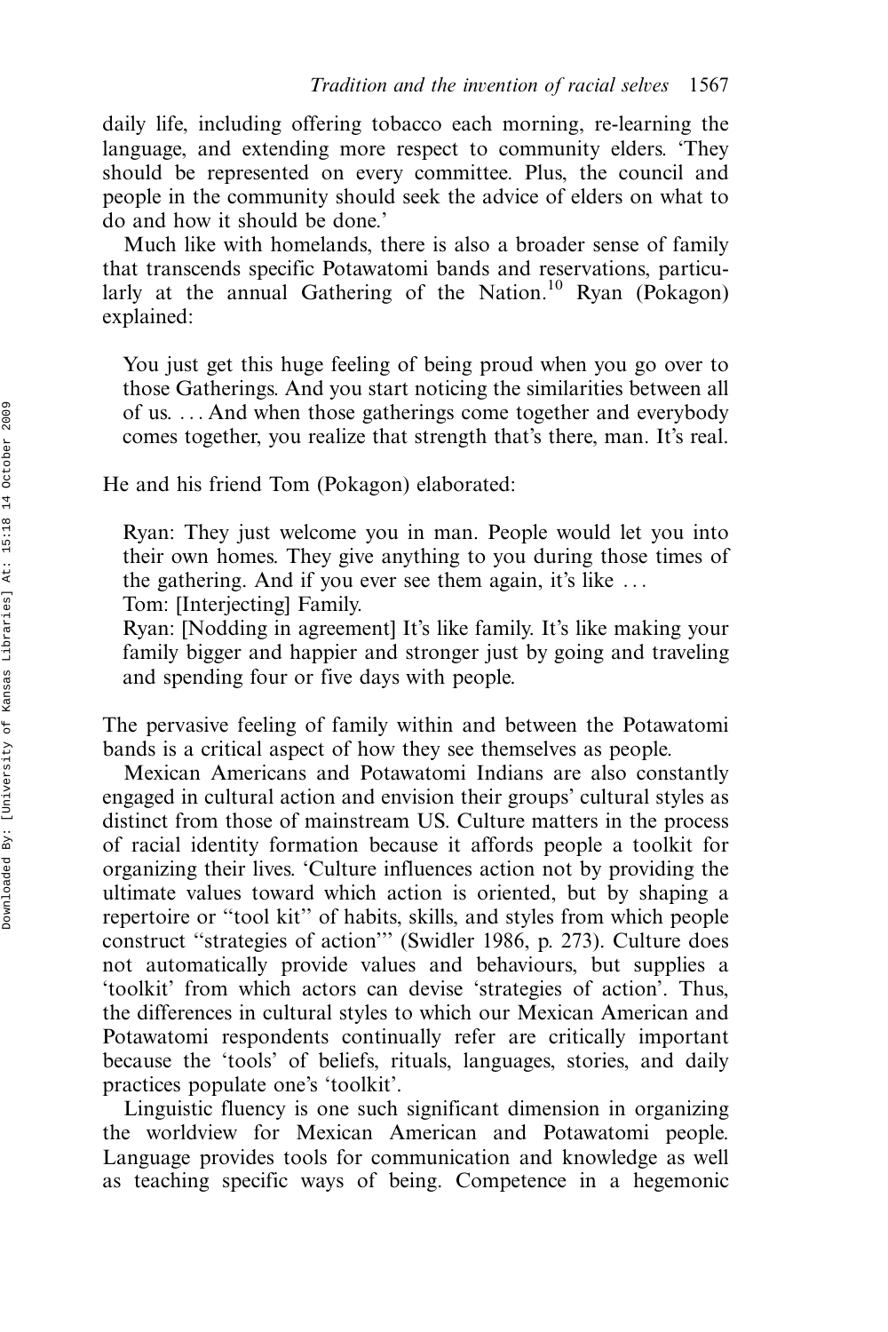daily life, including offering tobacco each morning, re-learning the language, and extending more respect to community elders. 'They should be represented on every committee. Plus, the council and people in the community should seek the advice of elders on what to do and how it should be done.'

Much like with homelands, there is also a broader sense of family that transcends specific Potawatomi bands and reservations, particularly at the annual Gathering of the Nation.[10] Ryan (Pokagon) explained:

> You just get this huge feeling of being proud when you go over to those Gatherings. And you start noticing the similarities between all of us. ... And when those gatherings come together and everybody comes together, you realize that strength that's there, man. It's real.

He and his friend Tom (Pokagon) elaborated:

> Ryan: They just welcome you in man. People would let you into their own homes. They give anything to you during those times of the gathering. And if you ever see them again, it's like ...
> Tom: [Interjecting] Family.
> Ryan: [Nodding in agreement] It's like family. It's like making your family bigger and happier and stronger just by going and traveling and spending four or five days with people.

The pervasive feeling of family within and between the Potawatomi bands is a critical aspect of how they see themselves as people.

Mexican Americans and Potawatomi Indians are also constantly engaged in cultural action and envision their groups' cultural styles as distinct from those of mainstream US. Culture matters in the process of racial identity formation because it affords people a toolkit for organizing their lives. 'Culture influences action not by providing the ultimate values toward which action is oriented, but by shaping a repertoire or "tool kit" of habits, skills, and styles from which people construct "strategies of action"' (Swidler 1986, p. 273). Culture does not automatically provide values and behaviours, but supplies a 'toolkit' from which actors can devise 'strategies of action'. Thus, the differences in cultural styles to which our Mexican American and Potawatomi respondents continually refer are critically important because the 'tools' of beliefs, rituals, languages, stories, and daily practices populate one's 'toolkit'.

Linguistic fluency is one such significant dimension in organizing the worldview for Mexican American and Potawatomi people. Language provides tools for communication and knowledge as well as teaching specific ways of being. Competence in a hegemonic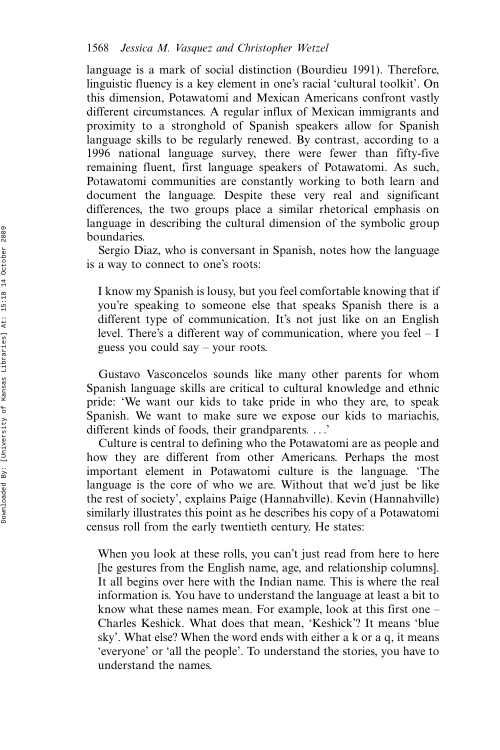language is a mark of social distinction (Bourdieu 1991). Therefore, linguistic fluency is a key element in one's racial 'cultural toolkit'. On this dimension, Potawatomi and Mexican Americans confront vastly different circumstances. A regular influx of Mexican immigrants and proximity to a stronghold of Spanish speakers allow for Spanish language skills to be regularly renewed. By contrast, according to a 1996 national language survey, there were fewer than fifty-five remaining fluent, first language speakers of Potawatomi. As such, Potawatomi communities are constantly working to both learn and document the language. Despite these very real and significant differences, the two groups place a similar rhetorical emphasis on language in describing the cultural dimension of the symbolic group boundaries.

Sergio Diaz, who is conversant in Spanish, notes how the language is a way to connect to one's roots:

> I know my Spanish is lousy, but you feel comfortable knowing that if you're speaking to someone else that speaks Spanish there is a different type of communication. It's not just like on an English level. There's a different way of communication, where you feel – I guess you could say – your roots.

Gustavo Vasconcelos sounds like many other parents for whom Spanish language skills are critical to cultural knowledge and ethnic pride: 'We want our kids to take pride in who they are, to speak Spanish. We want to make sure we expose our kids to mariachis, different kinds of foods, their grandparents. . . .'

Culture is central to defining who the Potawatomi are as people and how they are different from other Americans. Perhaps the most important element in Potawatomi culture is the language. 'The language is the core of who we are. Without that we'd just be like the rest of society', explains Paige (Hannahville). Kevin (Hannahville) similarly illustrates this point as he describes his copy of a Potawatomi census roll from the early twentieth century. He states:

> When you look at these rolls, you can't just read from here to here [he gestures from the English name, age, and relationship columns]. It all begins over here with the Indian name. This is where the real information is. You have to understand the language at least a bit to know what these names mean. For example, look at this first one – Charles Keshick. What does that mean, 'Keshick'? It means 'blue sky'. What else? When the word ends with either a k or a q, it means 'everyone' or 'all the people'. To understand the stories, you have to understand the names.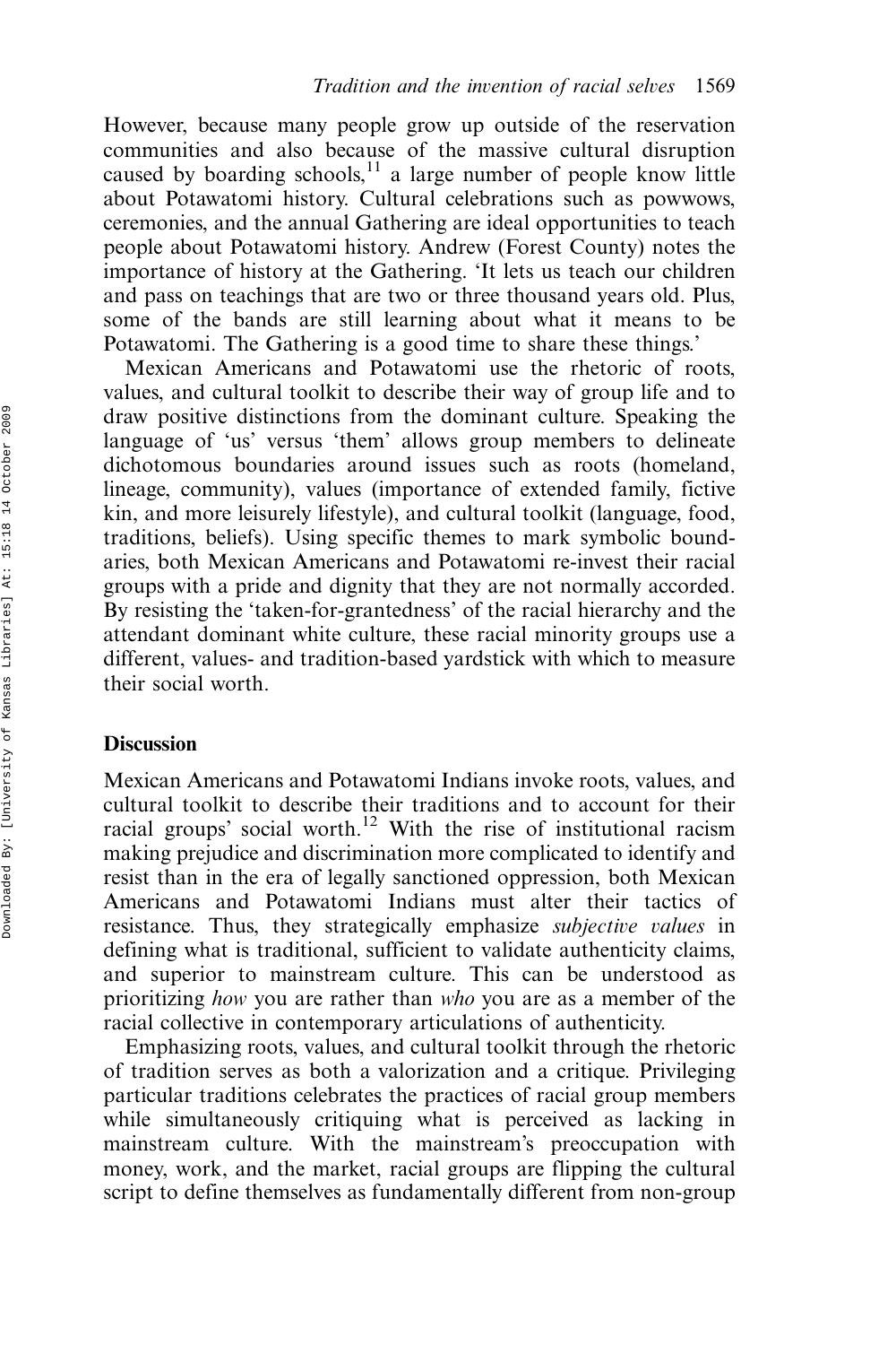However, because many people grow up outside of the reservation communities and also because of the massive cultural disruption caused by boarding schools,[11] a large number of people know little about Potawatomi history. Cultural celebrations such as powwows, ceremonies, and the annual Gathering are ideal opportunities to teach people about Potawatomi history. Andrew (Forest County) notes the importance of history at the Gathering. 'It lets us teach our children and pass on teachings that are two or three thousand years old. Plus, some of the bands are still learning about what it means to be Potawatomi. The Gathering is a good time to share these things.'

Mexican Americans and Potawatomi use the rhetoric of roots, values, and cultural toolkit to describe their way of group life and to draw positive distinctions from the dominant culture. Speaking the language of 'us' versus 'them' allows group members to delineate dichotomous boundaries around issues such as roots (homeland, lineage, community), values (importance of extended family, fictive kin, and more leisurely lifestyle), and cultural toolkit (language, food, traditions, beliefs). Using specific themes to mark symbolic boundaries, both Mexican Americans and Potawatomi re-invest their racial groups with a pride and dignity that they are not normally accorded. By resisting the 'taken-for-grantedness' of the racial hierarchy and the attendant dominant white culture, these racial minority groups use a different, values- and tradition-based yardstick with which to measure their social worth.

## Discussion

Mexican Americans and Potawatomi Indians invoke roots, values, and cultural toolkit to describe their traditions and to account for their racial groups' social worth.[12] With the rise of institutional racism making prejudice and discrimination more complicated to identify and resist than in the era of legally sanctioned oppression, both Mexican Americans and Potawatomi Indians must alter their tactics of resistance. Thus, they strategically emphasize *subjective values* in defining what is traditional, sufficient to validate authenticity claims, and superior to mainstream culture. This can be understood as prioritizing *how* you are rather than *who* you are as a member of the racial collective in contemporary articulations of authenticity.

Emphasizing roots, values, and cultural toolkit through the rhetoric of tradition serves as both a valorization and a critique. Privileging particular traditions celebrates the practices of racial group members while simultaneously critiquing what is perceived as lacking in mainstream culture. With the mainstream's preoccupation with money, work, and the market, racial groups are flipping the cultural script to define themselves as fundamentally different from non-group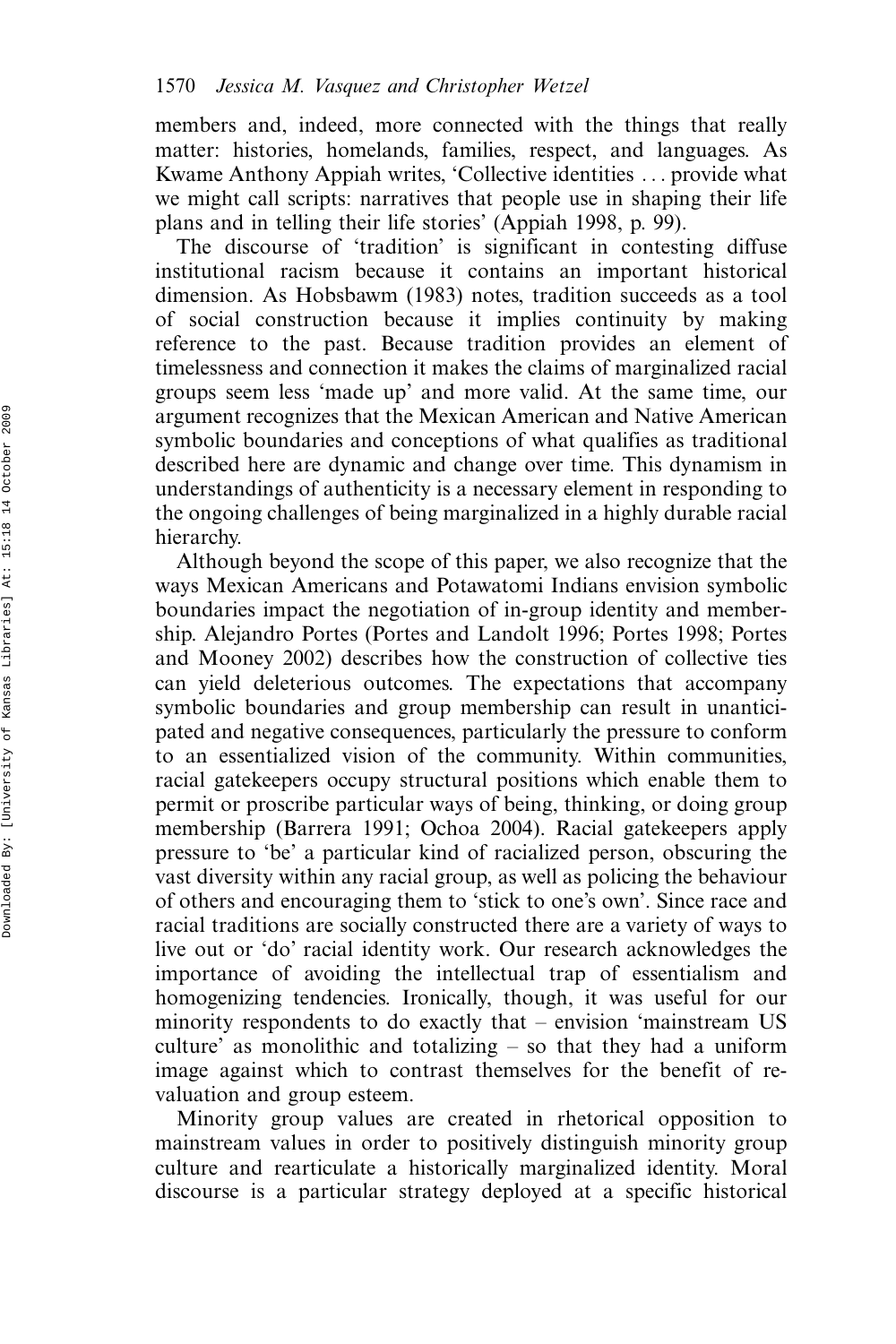members and, indeed, more connected with the things that really matter: histories, homelands, families, respect, and languages. As Kwame Anthony Appiah writes, 'Collective identities . . . provide what we might call scripts: narratives that people use in shaping their life plans and in telling their life stories' (Appiah 1998, p. 99).

The discourse of 'tradition' is significant in contesting diffuse institutional racism because it contains an important historical dimension. As Hobsbawm (1983) notes, tradition succeeds as a tool of social construction because it implies continuity by making reference to the past. Because tradition provides an element of timelessness and connection it makes the claims of marginalized racial groups seem less 'made up' and more valid. At the same time, our argument recognizes that the Mexican American and Native American symbolic boundaries and conceptions of what qualifies as traditional described here are dynamic and change over time. This dynamism in understandings of authenticity is a necessary element in responding to the ongoing challenges of being marginalized in a highly durable racial hierarchy.

Although beyond the scope of this paper, we also recognize that the ways Mexican Americans and Potawatomi Indians envision symbolic boundaries impact the negotiation of in-group identity and membership. Alejandro Portes (Portes and Landolt 1996; Portes 1998; Portes and Mooney 2002) describes how the construction of collective ties can yield deleterious outcomes. The expectations that accompany symbolic boundaries and group membership can result in unanticipated and negative consequences, particularly the pressure to conform to an essentialized vision of the community. Within communities, racial gatekeepers occupy structural positions which enable them to permit or proscribe particular ways of being, thinking, or doing group membership (Barrera 1991; Ochoa 2004). Racial gatekeepers apply pressure to 'be' a particular kind of racialized person, obscuring the vast diversity within any racial group, as well as policing the behaviour of others and encouraging them to 'stick to one's own'. Since race and racial traditions are socially constructed there are a variety of ways to live out or 'do' racial identity work. Our research acknowledges the importance of avoiding the intellectual trap of essentialism and homogenizing tendencies. Ironically, though, it was useful for our minority respondents to do exactly that – envision 'mainstream US culture' as monolithic and totalizing – so that they had a uniform image against which to contrast themselves for the benefit of revaluation and group esteem.

Minority group values are created in rhetorical opposition to mainstream values in order to positively distinguish minority group culture and rearticulate a historically marginalized identity. Moral discourse is a particular strategy deployed at a specific historical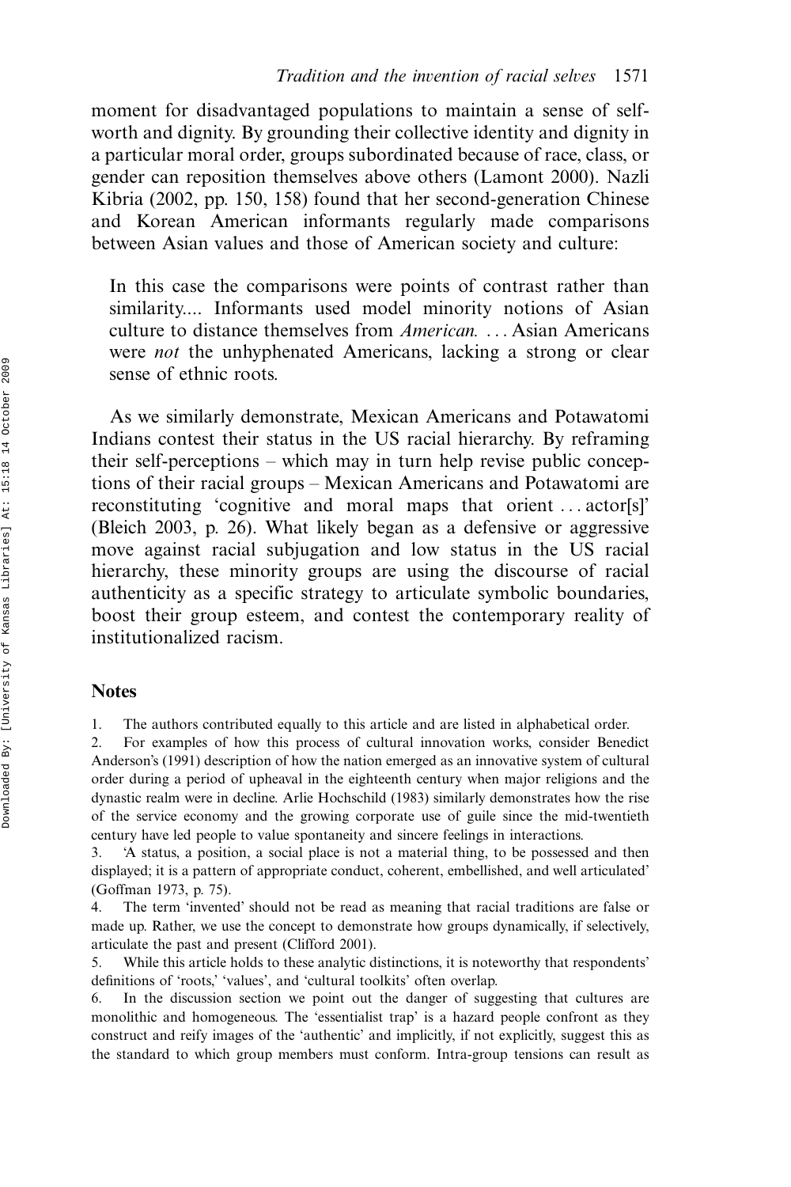moment for disadvantaged populations to maintain a sense of self-worth and dignity. By grounding their collective identity and dignity in a particular moral order, groups subordinated because of race, class, or gender can reposition themselves above others (Lamont 2000). Nazli Kibria (2002, pp. 150, 158) found that her second-generation Chinese and Korean American informants regularly made comparisons between Asian values and those of American society and culture:

> In this case the comparisons were points of contrast rather than similarity.... Informants used model minority notions of Asian culture to distance themselves from *American.* ... Asian Americans were *not* the unhyphenated Americans, lacking a strong or clear sense of ethnic roots.

As we similarly demonstrate, Mexican Americans and Potawatomi Indians contest their status in the US racial hierarchy. By reframing their self-perceptions – which may in turn help revise public conceptions of their racial groups – Mexican Americans and Potawatomi are reconstituting 'cognitive and moral maps that orient ... actor[s]' (Bleich 2003, p. 26). What likely began as a defensive or aggressive move against racial subjugation and low status in the US racial hierarchy, these minority groups are using the discourse of racial authenticity as a specific strategy to articulate symbolic boundaries, boost their group esteem, and contest the contemporary reality of institutionalized racism.

## Notes

1. The authors contributed equally to this article and are listed in alphabetical order.
2. For examples of how this process of cultural innovation works, consider Benedict Anderson's (1991) description of how the nation emerged as an innovative system of cultural order during a period of upheaval in the eighteenth century when major religions and the dynastic realm were in decline. Arlie Hochschild (1983) similarly demonstrates how the rise of the service economy and the growing corporate use of guile since the mid-twentieth century have led people to value spontaneity and sincere feelings in interactions.
3. 'A status, a position, a social place is not a material thing, to be possessed and then displayed; it is a pattern of appropriate conduct, coherent, embellished, and well articulated' (Goffman 1973, p. 75).
4. The term 'invented' should not be read as meaning that racial traditions are false or made up. Rather, we use the concept to demonstrate how groups dynamically, if selectively, articulate the past and present (Clifford 2001).
5. While this article holds to these analytic distinctions, it is noteworthy that respondents' definitions of 'roots,' 'values', and 'cultural toolkits' often overlap.
6. In the discussion section we point out the danger of suggesting that cultures are monolithic and homogeneous. The 'essentialist trap' is a hazard people confront as they construct and reify images of the 'authentic' and implicitly, if not explicitly, suggest this as the standard to which group members must conform. Intra-group tensions can result as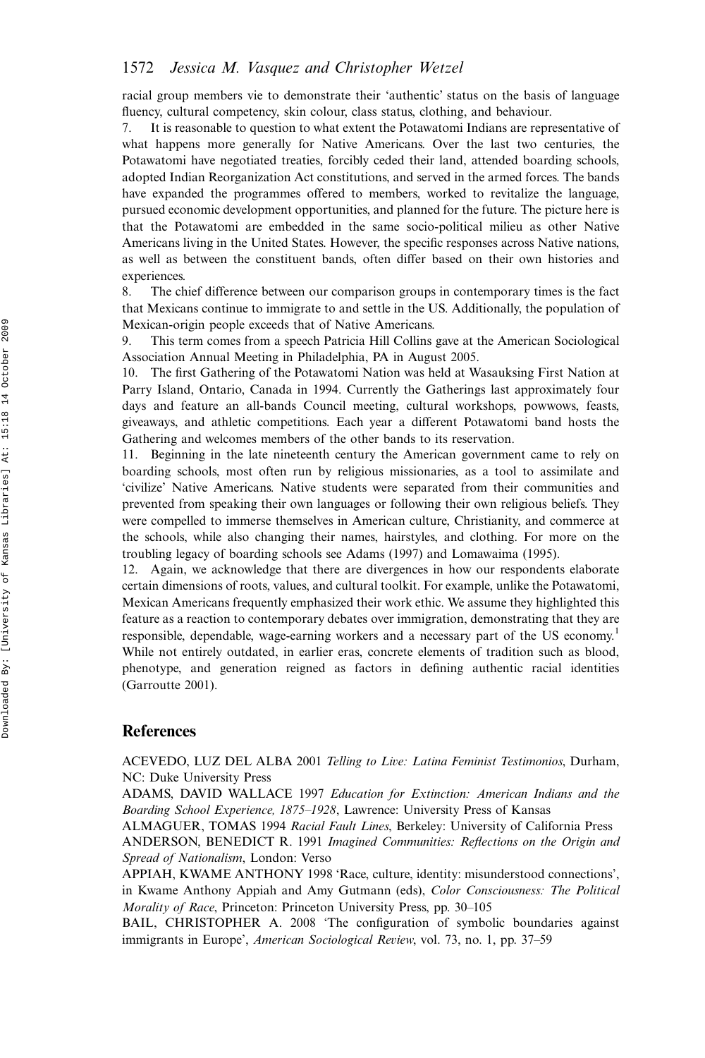racial group members vie to demonstrate their 'authentic' status on the basis of language fluency, cultural competency, skin colour, class status, clothing, and behaviour.

7. It is reasonable to question to what extent the Potawatomi Indians are representative of what happens more generally for Native Americans. Over the last two centuries, the Potawatomi have negotiated treaties, forcibly ceded their land, attended boarding schools, adopted Indian Reorganization Act constitutions, and served in the armed forces. The bands have expanded the programmes offered to members, worked to revitalize the language, pursued economic development opportunities, and planned for the future. The picture here is that the Potawatomi are embedded in the same socio-political milieu as other Native Americans living in the United States. However, the specific responses across Native nations, as well as between the constituent bands, often differ based on their own histories and experiences.

8. The chief difference between our comparison groups in contemporary times is the fact that Mexicans continue to immigrate to and settle in the US. Additionally, the population of Mexican-origin people exceeds that of Native Americans.

9. This term comes from a speech Patricia Hill Collins gave at the American Sociological Association Annual Meeting in Philadelphia, PA in August 2005.

10. The first Gathering of the Potawatomi Nation was held at Wasauksing First Nation at Parry Island, Ontario, Canada in 1994. Currently the Gatherings last approximately four days and feature an all-bands Council meeting, cultural workshops, powwows, feasts, giveaways, and athletic competitions. Each year a different Potawatomi band hosts the Gathering and welcomes members of the other bands to its reservation.

11. Beginning in the late nineteenth century the American government came to rely on boarding schools, most often run by religious missionaries, as a tool to assimilate and 'civilize' Native Americans. Native students were separated from their communities and prevented from speaking their own languages or following their own religious beliefs. They were compelled to immerse themselves in American culture, Christianity, and commerce at the schools, while also changing their names, hairstyles, and clothing. For more on the troubling legacy of boarding schools see Adams (1997) and Lomawaima (1995).

12. Again, we acknowledge that there are divergences in how our respondents elaborate certain dimensions of roots, values, and cultural toolkit. For example, unlike the Potawatomi, Mexican Americans frequently emphasized their work ethic. We assume they highlighted this feature as a reaction to contemporary debates over immigration, demonstrating that they are responsible, dependable, wage-earning workers and a necessary part of the US economy.[1] While not entirely outdated, in earlier eras, concrete elements of tradition such as blood, phenotype, and generation reigned as factors in defining authentic racial identities (Garroutte 2001).

## References

ACEVEDO, LUZ DEL ALBA 2001 *Telling to Live: Latina Feminist Testimonios*, Durham, NC: Duke University Press

ADAMS, DAVID WALLACE 1997 *Education for Extinction: American Indians and the Boarding School Experience, 1875–1928*, Lawrence: University Press of Kansas

ALMAGUER, TOMAS 1994 *Racial Fault Lines*, Berkeley: University of California Press

ANDERSON, BENEDICT R. 1991 *Imagined Communities: Reflections on the Origin and Spread of Nationalism*, London: Verso

APPIAH, KWAME ANTHONY 1998 'Race, culture, identity: misunderstood connections', in Kwame Anthony Appiah and Amy Gutmann (eds), *Color Consciousness: The Political Morality of Race*, Princeton: Princeton University Press, pp. 30–105

BAIL, CHRISTOPHER A. 2008 'The configuration of symbolic boundaries against immigrants in Europe', *American Sociological Review*, vol. 73, no. 1, pp. 37–59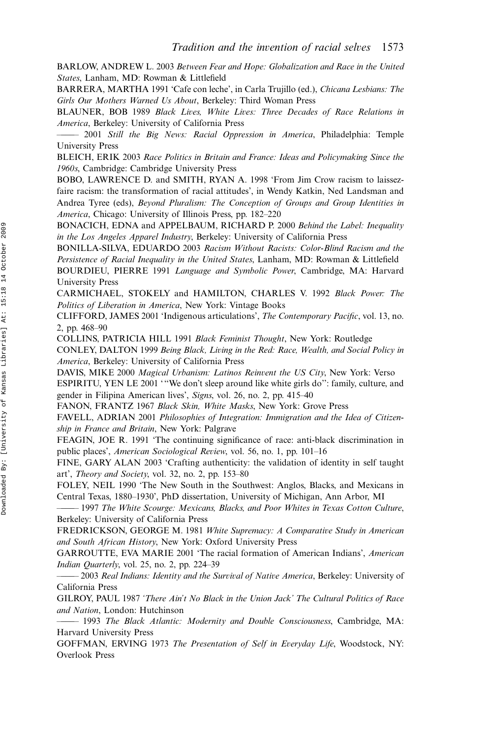BARLOW, ANDREW L. 2003 *Between Fear and Hope: Globalization and Race in the United States*, Lanham, MD: Rowman & Littlefield

BARRERA, MARTHA 1991 'Cafe con leche', in Carla Trujillo (ed.), *Chicana Lesbians: The Girls Our Mothers Warned Us About*, Berkeley: Third Woman Press

BLAUNER, BOB 1989 *Black Lives, White Lives: Three Decades of Race Relations in America*, Berkeley: University of California Press

—— 2001 *Still the Big News: Racial Oppression in America*, Philadelphia: Temple University Press

BLEICH, ERIK 2003 *Race Politics in Britain and France: Ideas and Policymaking Since the 1960s*, Cambridge: Cambridge University Press

BOBO, LAWRENCE D. and SMITH, RYAN A. 1998 'From Jim Crow racism to laissez-faire racism: the transformation of racial attitudes', in Wendy Katkin, Ned Landsman and Andrea Tyree (eds), *Beyond Pluralism: The Conception of Groups and Group Identities in America*, Chicago: University of Illinois Press, pp. 182–220

BONACICH, EDNA and APPELBAUM, RICHARD P. 2000 *Behind the Label: Inequality in the Los Angeles Apparel Industry*, Berkeley: University of California Press

BONILLA-SILVA, EDUARDO 2003 *Racism Without Racists: Color-Blind Racism and the Persistence of Racial Inequality in the United States*, Lanham, MD: Rowman & Littlefield

BOURDIEU, PIERRE 1991 *Language and Symbolic Power*, Cambridge, MA: Harvard University Press

CARMICHAEL, STOKELY and HAMILTON, CHARLES V. 1992 *Black Power: The Politics of Liberation in America*, New York: Vintage Books

CLIFFORD, JAMES 2001 'Indigenous articulations', *The Contemporary Pacific*, vol. 13, no. 2, pp. 468–90

COLLINS, PATRICIA HILL 1991 *Black Feminist Thought*, New York: Routledge

CONLEY, DALTON 1999 *Being Black, Living in the Red: Race, Wealth, and Social Policy in America*, Berkeley: University of California Press

DAVIS, MIKE 2000 *Magical Urbanism: Latinos Reinvent the US City*, New York: Verso

ESPIRITU, YEN LE 2001 '"We don't sleep around like white girls do": family, culture, and gender in Filipina American lives', *Signs*, vol. 26, no. 2, pp. 415–40

FANON, FRANTZ 1967 *Black Skin, White Masks*, New York: Grove Press

FAVELL, ADRIAN 2001 *Philosophies of Integration: Immigration and the Idea of Citizenship in France and Britain*, New York: Palgrave

FEAGIN, JOE R. 1991 'The continuing significance of race: anti-black discrimination in public places', *American Sociological Review*, vol. 56, no. 1, pp. 101–16

FINE, GARY ALAN 2003 'Crafting authenticity: the validation of identity in self taught art', *Theory and Society*, vol. 32, no. 2, pp. 153–80

FOLEY, NEIL 1990 'The New South in the Southwest: Anglos, Blacks, and Mexicans in Central Texas, 1880–1930', PhD dissertation, University of Michigan, Ann Arbor, MI

—— 1997 *The White Scourge: Mexicans, Blacks, and Poor Whites in Texas Cotton Culture*, Berkeley: University of California Press

FREDRICKSON, GEORGE M. 1981 *White Supremacy: A Comparative Study in American and South African History*, New York: Oxford University Press

GARROUTTE, EVA MARIE 2001 'The racial formation of American Indians', *American Indian Quarterly*, vol. 25, no. 2, pp. 224–39

—— 2003 *Real Indians: Identity and the Survival of Native America*, Berkeley: University of California Press

GILROY, PAUL 1987 *'There Ain't No Black in the Union Jack' The Cultural Politics of Race and Nation*, London: Hutchinson

—— 1993 *The Black Atlantic: Modernity and Double Consciousness*, Cambridge, MA: Harvard University Press

GOFFMAN, ERVING 1973 *The Presentation of Self in Everyday Life*, Woodstock, NY: Overlook Press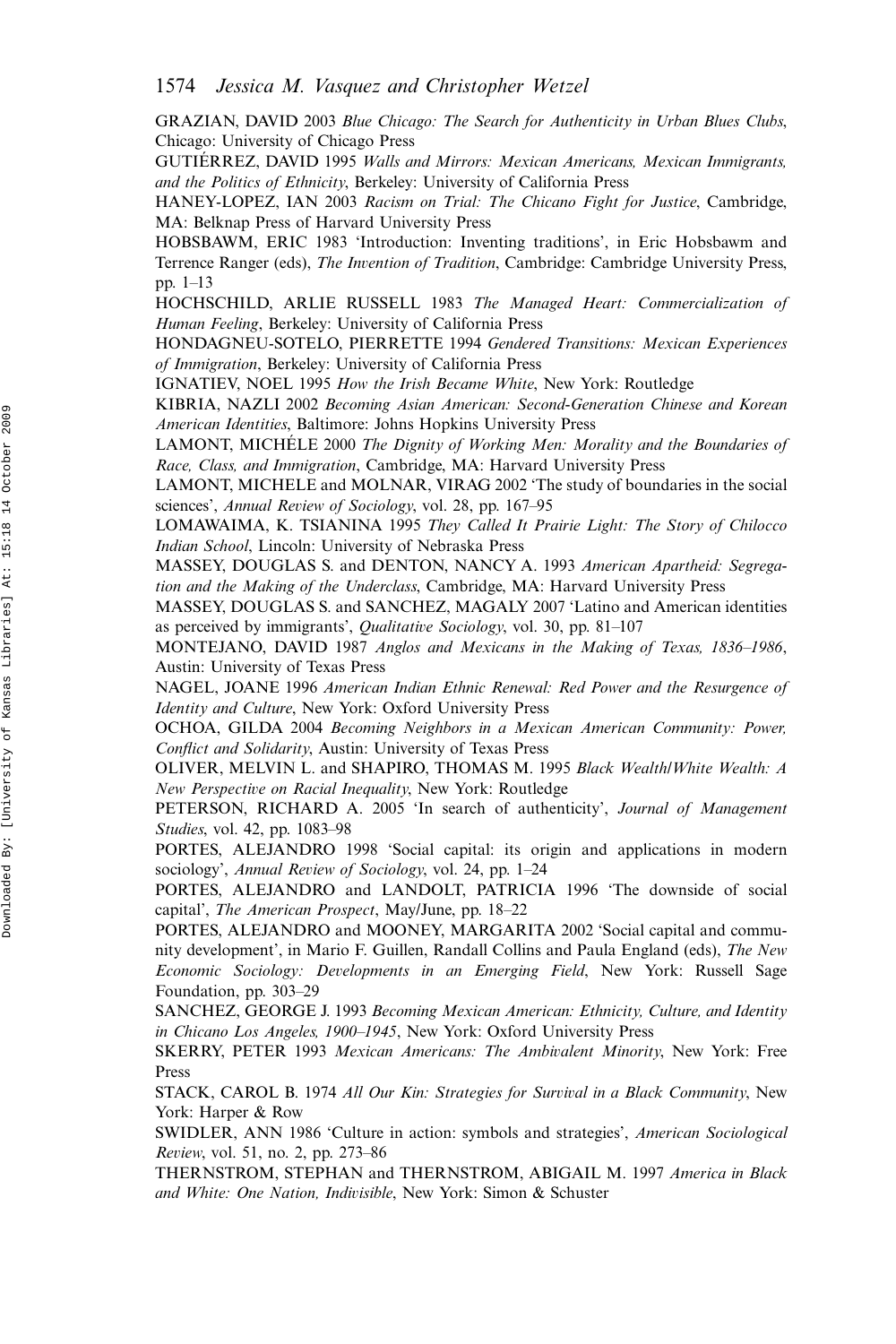GRAZIAN, DAVID 2003 *Blue Chicago: The Search for Authenticity in Urban Blues Clubs*, Chicago: University of Chicago Press

GUTIÉRREZ, DAVID 1995 *Walls and Mirrors: Mexican Americans, Mexican Immigrants, and the Politics of Ethnicity*, Berkeley: University of California Press

HANEY-LOPEZ, IAN 2003 *Racism on Trial: The Chicano Fight for Justice*, Cambridge, MA: Belknap Press of Harvard University Press

HOBSBAWM, ERIC 1983 'Introduction: Inventing traditions', in Eric Hobsbawm and Terrence Ranger (eds), *The Invention of Tradition*, Cambridge: Cambridge University Press, pp. 1–13

HOCHSCHILD, ARLIE RUSSELL 1983 *The Managed Heart: Commercialization of Human Feeling*, Berkeley: University of California Press

HONDAGNEU-SOTELO, PIERRETTE 1994 *Gendered Transitions: Mexican Experiences of Immigration*, Berkeley: University of California Press

IGNATIEV, NOEL 1995 *How the Irish Became White*, New York: Routledge

KIBRIA, NAZLI 2002 *Becoming Asian American: Second-Generation Chinese and Korean American Identities*, Baltimore: Johns Hopkins University Press

LAMONT, MICHÈLE 2000 *The Dignity of Working Men: Morality and the Boundaries of Race, Class, and Immigration*, Cambridge, MA: Harvard University Press

LAMONT, MICHELE and MOLNAR, VIRAG 2002 'The study of boundaries in the social sciences', *Annual Review of Sociology*, vol. 28, pp. 167–95

LOMAWAIMA, K. TSIANINA 1995 *They Called It Prairie Light: The Story of Chilocco Indian School*, Lincoln: University of Nebraska Press

MASSEY, DOUGLAS S. and DENTON, NANCY A. 1993 *American Apartheid: Segregation and the Making of the Underclass*, Cambridge, MA: Harvard University Press

MASSEY, DOUGLAS S. and SANCHEZ, MAGALY 2007 'Latino and American identities as perceived by immigrants', *Qualitative Sociology*, vol. 30, pp. 81–107

MONTEJANO, DAVID 1987 *Anglos and Mexicans in the Making of Texas, 1836–1986*, Austin: University of Texas Press

NAGEL, JOANE 1996 *American Indian Ethnic Renewal: Red Power and the Resurgence of Identity and Culture*, New York: Oxford University Press

OCHOA, GILDA 2004 *Becoming Neighbors in a Mexican American Community: Power, Conflict and Solidarity*, Austin: University of Texas Press

OLIVER, MELVIN L. and SHAPIRO, THOMAS M. 1995 *Black Wealth/White Wealth: A New Perspective on Racial Inequality*, New York: Routledge

PETERSON, RICHARD A. 2005 'In search of authenticity', *Journal of Management Studies*, vol. 42, pp. 1083–98

PORTES, ALEJANDRO 1998 'Social capital: its origin and applications in modern sociology', *Annual Review of Sociology*, vol. 24, pp. 1–24

PORTES, ALEJANDRO and LANDOLT, PATRICIA 1996 'The downside of social capital', *The American Prospect*, May/June, pp. 18–22

PORTES, ALEJANDRO and MOONEY, MARGARITA 2002 'Social capital and community development', in Mario F. Guillen, Randall Collins and Paula England (eds), *The New Economic Sociology: Developments in an Emerging Field*, New York: Russell Sage Foundation, pp. 303–29

SANCHEZ, GEORGE J. 1993 *Becoming Mexican American: Ethnicity, Culture, and Identity in Chicano Los Angeles, 1900–1945*, New York: Oxford University Press

SKERRY, PETER 1993 *Mexican Americans: The Ambivalent Minority*, New York: Free Press

STACK, CAROL B. 1974 *All Our Kin: Strategies for Survival in a Black Community*, New York: Harper & Row

SWIDLER, ANN 1986 'Culture in action: symbols and strategies', *American Sociological Review*, vol. 51, no. 2, pp. 273–86

THERNSTROM, STEPHAN and THERNSTROM, ABIGAIL M. 1997 *America in Black and White: One Nation, Indivisible*, New York: Simon & Schuster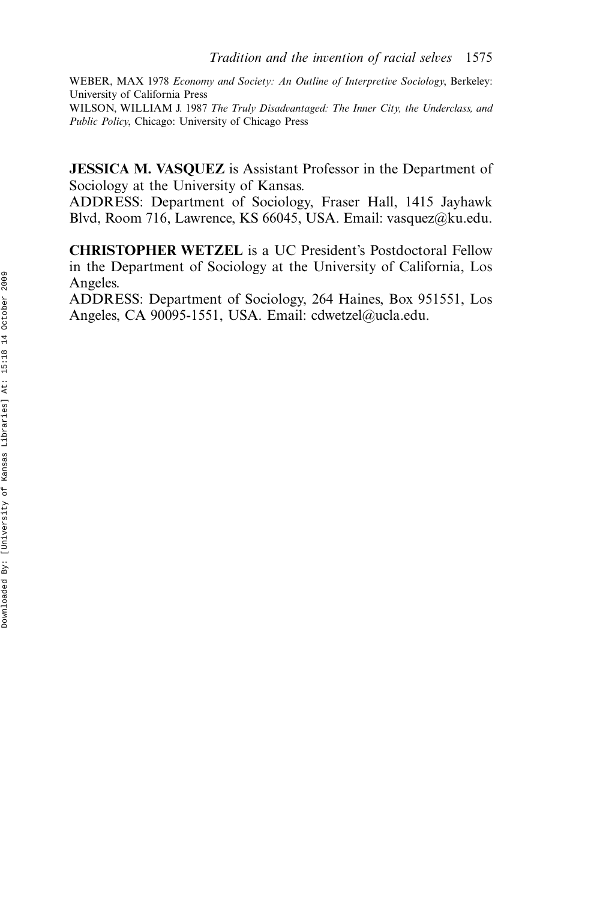WEBER, MAX 1978 *Economy and Society: An Outline of Interpretive Sociology*, Berkeley: University of California Press

WILSON, WILLIAM J. 1987 *The Truly Disadvantaged: The Inner City, the Underclass, and Public Policy*, Chicago: University of Chicago Press

**JESSICA M. VASQUEZ** is Assistant Professor in the Department of Sociology at the University of Kansas.
ADDRESS: Department of Sociology, Fraser Hall, 1415 Jayhawk Blvd, Room 716, Lawrence, KS 66045, USA. Email: vasquez@ku.edu.

**CHRISTOPHER WETZEL** is a UC President's Postdoctoral Fellow in the Department of Sociology at the University of California, Los Angeles.
ADDRESS: Department of Sociology, 264 Haines, Box 951551, Los Angeles, CA 90095-1551, USA. Email: cdwetzel@ucla.edu.